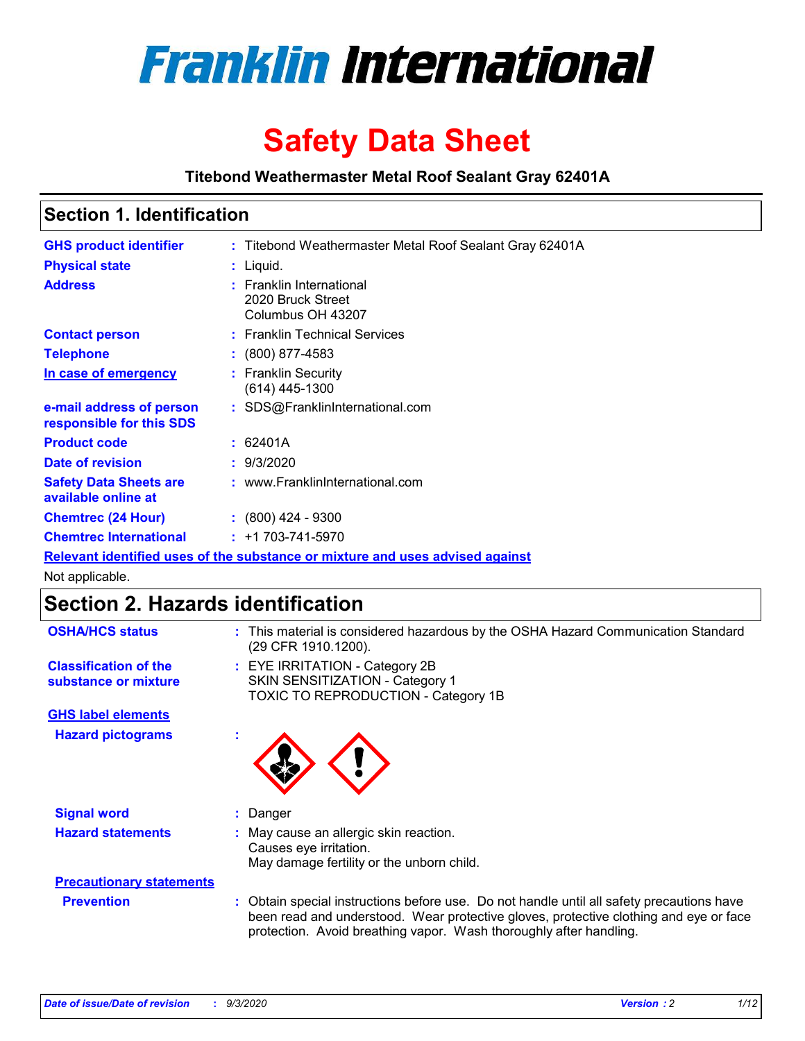# Franklin International

# Safety Data Sheet

**Titebond Weathermaster Metal Roof Sealant Gray 62401A**

## Section 1. Identification

| | | |
|---|---|---|
| **GHS product identifier** | : | Titebond Weathermaster Metal Roof Sealant Gray 62401A |
| **Physical state** | : | Liquid. |
| **Address** | : | Franklin International<br>2020 Bruck Street<br>Columbus OH 43207 |
| **Contact person** | : | Franklin Technical Services |
| **Telephone** | : | (800) 877-4583 |
| **In case of emergency** | : | Franklin Security<br>(614) 445-1300 |
| **e-mail address of person responsible for this SDS** | : | SDS@FranklinInternational.com |
| **Product code** | : | 62401A |
| **Date of revision** | : | 9/3/2020 |
| **Safety Data Sheets are available online at** | : | www.FranklinInternational.com |
| **Chemtrec (24 Hour)** | : | (800) 424 - 9300 |
| **Chemtrec International** | : | +1 703-741-5970 |

**Relevant identified uses of the substance or mixture and uses advised against**

Not applicable.

## Section 2. Hazards identification

| | | |
|---|---|---|
| **OSHA/HCS status** | : | This material is considered hazardous by the OSHA Hazard Communication Standard (29 CFR 1910.1200). |
| **Classification of the substance or mixture** | : | EYE IRRITATION - Category 2B<br>SKIN SENSITIZATION - Category 1<br>TOXIC TO REPRODUCTION - Category 1B |

**GHS label elements**

| | | |
|---|---|---|
| **Hazard pictograms** | : | |
| **Signal word** | : | Danger |
| **Hazard statements** | : | May cause an allergic skin reaction.<br>Causes eye irritation.<br>May damage fertility or the unborn child. |

**Precautionary statements**

| | | |
|---|---|---|
| **Prevention** | : | Obtain special instructions before use. Do not handle until all safety precautions have been read and understood. Wear protective gloves, protective clothing and eye or face protection. Avoid breathing vapor. Wash thoroughly after handling. |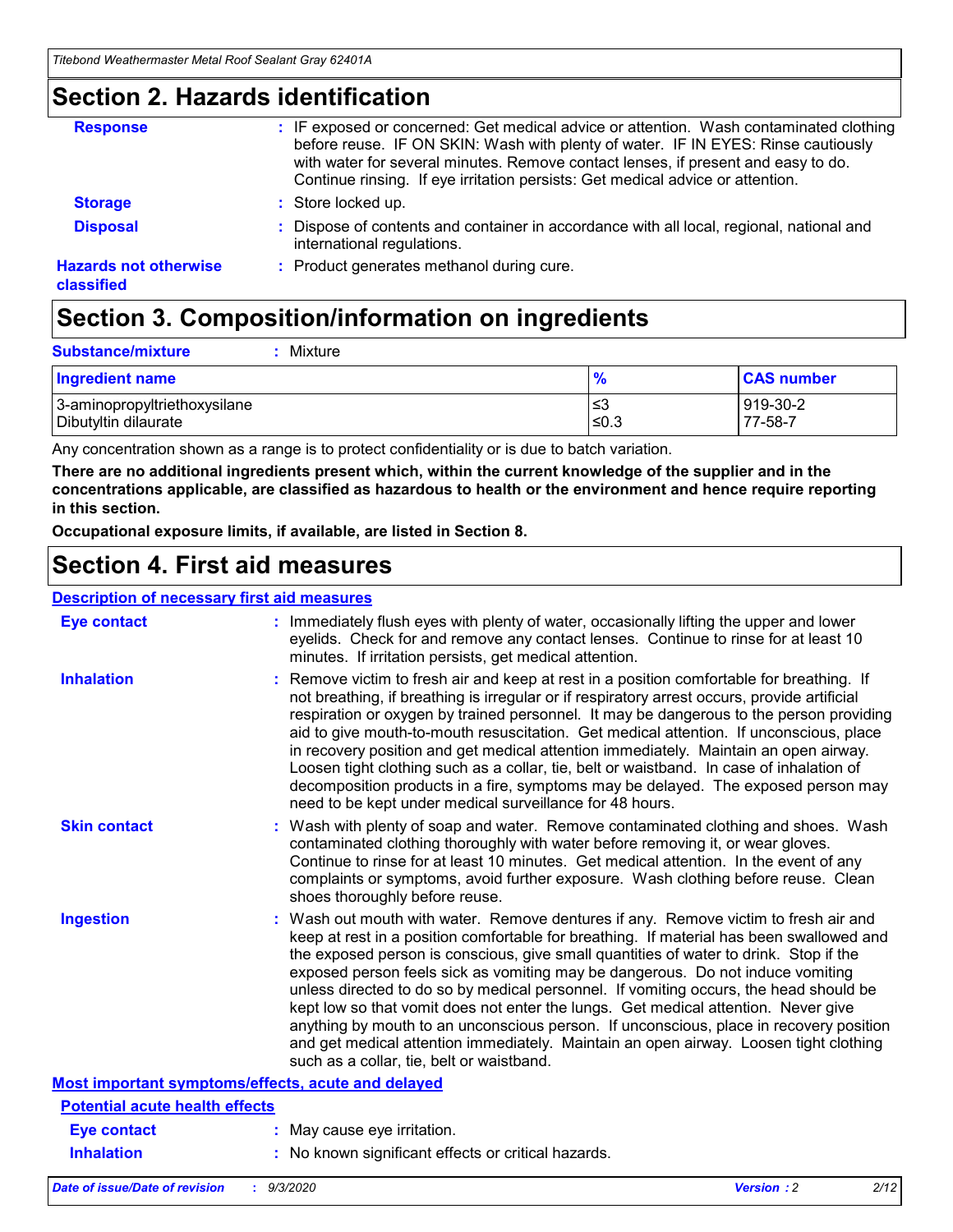## Section 2. Hazards identification

**Response** : IF exposed or concerned: Get medical advice or attention. Wash contaminated clothing before reuse. IF ON SKIN: Wash with plenty of water. IF IN EYES: Rinse cautiously with water for several minutes. Remove contact lenses, if present and easy to do. Continue rinsing. If eye irritation persists: Get medical advice or attention.

**Storage** : Store locked up.

**Disposal** : Dispose of contents and container in accordance with all local, regional, national and international regulations.

**Hazards not otherwise classified** : Product generates methanol during cure.

## Section 3. Composition/information on ingredients

**Substance/mixture** : Mixture

| Ingredient name | % | CAS number |
|---|---|---|
| 3-aminopropyltriethoxysilane | ≤3 | 919-30-2 |
| Dibutyltin dilaurate | ≤0.3 | 77-58-7 |

Any concentration shown as a range is to protect confidentiality or is due to batch variation.

**There are no additional ingredients present which, within the current knowledge of the supplier and in the concentrations applicable, are classified as hazardous to health or the environment and hence require reporting in this section.**

**Occupational exposure limits, if available, are listed in Section 8.**

## Section 4. First aid measures

### Description of necessary first aid measures

**Eye contact** : Immediately flush eyes with plenty of water, occasionally lifting the upper and lower eyelids. Check for and remove any contact lenses. Continue to rinse for at least 10 minutes. If irritation persists, get medical attention.

**Inhalation** : Remove victim to fresh air and keep at rest in a position comfortable for breathing. If not breathing, if breathing is irregular or if respiratory arrest occurs, provide artificial respiration or oxygen by trained personnel. It may be dangerous to the person providing aid to give mouth-to-mouth resuscitation. Get medical attention. If unconscious, place in recovery position and get medical attention immediately. Maintain an open airway. Loosen tight clothing such as a collar, tie, belt or waistband. In case of inhalation of decomposition products in a fire, symptoms may be delayed. The exposed person may need to be kept under medical surveillance for 48 hours.

**Skin contact** : Wash with plenty of soap and water. Remove contaminated clothing and shoes. Wash contaminated clothing thoroughly with water before removing it, or wear gloves. Continue to rinse for at least 10 minutes. Get medical attention. In the event of any complaints or symptoms, avoid further exposure. Wash clothing before reuse. Clean shoes thoroughly before reuse.

**Ingestion** : Wash out mouth with water. Remove dentures if any. Remove victim to fresh air and keep at rest in a position comfortable for breathing. If material has been swallowed and the exposed person is conscious, give small quantities of water to drink. Stop if the exposed person feels sick as vomiting may be dangerous. Do not induce vomiting unless directed to do so by medical personnel. If vomiting occurs, the head should be kept low so that vomit does not enter the lungs. Get medical attention. Never give anything by mouth to an unconscious person. If unconscious, place in recovery position and get medical attention immediately. Maintain an open airway. Loosen tight clothing such as a collar, tie, belt or waistband.

### Most important symptoms/effects, acute and delayed

#### Potential acute health effects

**Eye contact** : May cause eye irritation.

**Inhalation** : No known significant effects or critical hazards.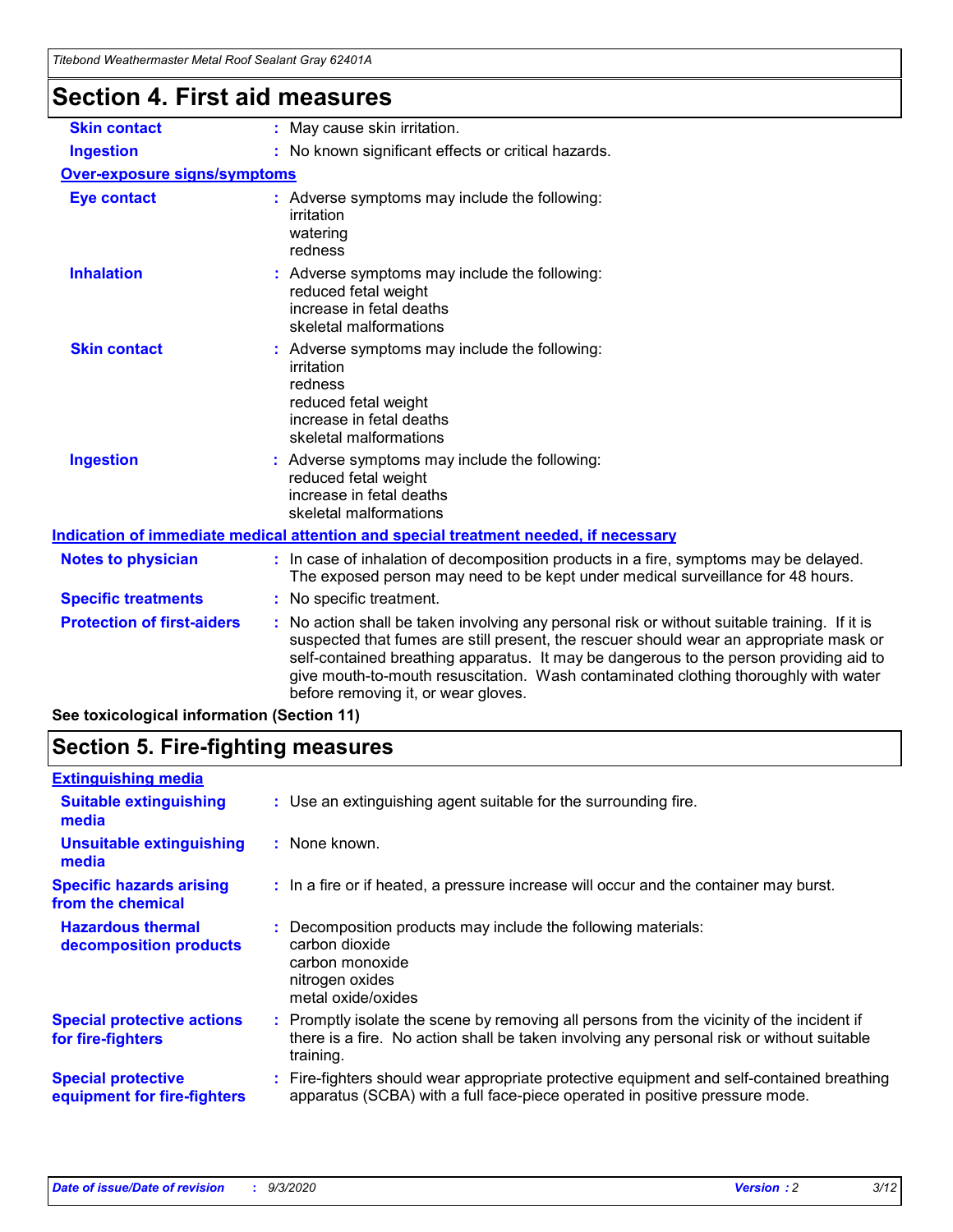# Section 4. First aid measures

| | |
|---|---|
| **Skin contact** | : May cause skin irritation. |
| **Ingestion** | : No known significant effects or critical hazards. |

**Over-exposure signs/symptoms**

| | |
|---|---|
| **Eye contact** | : Adverse symptoms may include the following:<br>irritation<br>watering<br>redness |
| **Inhalation** | : Adverse symptoms may include the following:<br>reduced fetal weight<br>increase in fetal deaths<br>skeletal malformations |
| **Skin contact** | : Adverse symptoms may include the following:<br>irritation<br>redness<br>reduced fetal weight<br>increase in fetal deaths<br>skeletal malformations |
| **Ingestion** | : Adverse symptoms may include the following:<br>reduced fetal weight<br>increase in fetal deaths<br>skeletal malformations |

**Indication of immediate medical attention and special treatment needed, if necessary**

| | |
|---|---|
| **Notes to physician** | : In case of inhalation of decomposition products in a fire, symptoms may be delayed. The exposed person may need to be kept under medical surveillance for 48 hours. |
| **Specific treatments** | : No specific treatment. |
| **Protection of first-aiders** | : No action shall be taken involving any personal risk or without suitable training. If it is suspected that fumes are still present, the rescuer should wear an appropriate mask or self-contained breathing apparatus. It may be dangerous to the person providing aid to give mouth-to-mouth resuscitation. Wash contaminated clothing thoroughly with water before removing it, or wear gloves. |

**See toxicological information (Section 11)**

# Section 5. Fire-fighting measures

**Extinguishing media**

| | |
|---|---|
| **Suitable extinguishing media** | : Use an extinguishing agent suitable for the surrounding fire. |
| **Unsuitable extinguishing media** | : None known. |
| **Specific hazards arising from the chemical** | : In a fire or if heated, a pressure increase will occur and the container may burst. |
| **Hazardous thermal decomposition products** | : Decomposition products may include the following materials:<br>carbon dioxide<br>carbon monoxide<br>nitrogen oxides<br>metal oxide/oxides |
| **Special protective actions for fire-fighters** | : Promptly isolate the scene by removing all persons from the vicinity of the incident if there is a fire. No action shall be taken involving any personal risk or without suitable training. |
| **Special protective equipment for fire-fighters** | : Fire-fighters should wear appropriate protective equipment and self-contained breathing apparatus (SCBA) with a full face-piece operated in positive pressure mode. |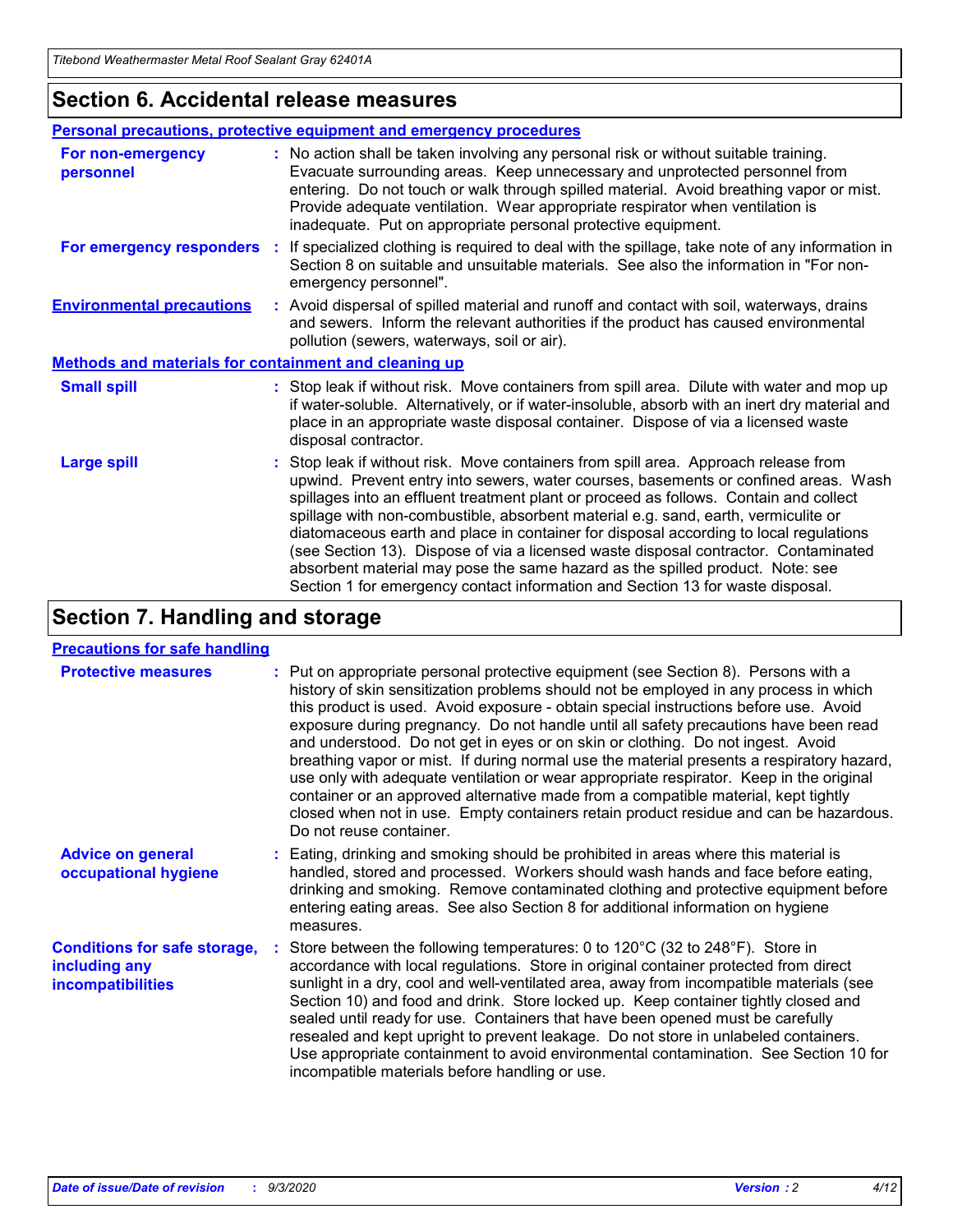## Section 6. Accidental release measures

### Personal precautions, protective equipment and emergency procedures

**For non-emergency personnel** : No action shall be taken involving any personal risk or without suitable training. Evacuate surrounding areas. Keep unnecessary and unprotected personnel from entering. Do not touch or walk through spilled material. Avoid breathing vapor or mist. Provide adequate ventilation. Wear appropriate respirator when ventilation is inadequate. Put on appropriate personal protective equipment.

**For emergency responders** : If specialized clothing is required to deal with the spillage, take note of any information in Section 8 on suitable and unsuitable materials. See also the information in "For non-emergency personnel".

**Environmental precautions** : Avoid dispersal of spilled material and runoff and contact with soil, waterways, drains and sewers. Inform the relevant authorities if the product has caused environmental pollution (sewers, waterways, soil or air).

### Methods and materials for containment and cleaning up

**Small spill** : Stop leak if without risk. Move containers from spill area. Dilute with water and mop up if water-soluble. Alternatively, or if water-insoluble, absorb with an inert dry material and place in an appropriate waste disposal container. Dispose of via a licensed waste disposal contractor.

**Large spill** : Stop leak if without risk. Move containers from spill area. Approach release from upwind. Prevent entry into sewers, water courses, basements or confined areas. Wash spillages into an effluent treatment plant or proceed as follows. Contain and collect spillage with non-combustible, absorbent material e.g. sand, earth, vermiculite or diatomaceous earth and place in container for disposal according to local regulations (see Section 13). Dispose of via a licensed waste disposal contractor. Contaminated absorbent material may pose the same hazard as the spilled product. Note: see Section 1 for emergency contact information and Section 13 for waste disposal.

## Section 7. Handling and storage

### Precautions for safe handling

**Protective measures** : Put on appropriate personal protective equipment (see Section 8). Persons with a history of skin sensitization problems should not be employed in any process in which this product is used. Avoid exposure - obtain special instructions before use. Avoid exposure during pregnancy. Do not handle until all safety precautions have been read and understood. Do not get in eyes or on skin or clothing. Do not ingest. Avoid breathing vapor or mist. If during normal use the material presents a respiratory hazard, use only with adequate ventilation or wear appropriate respirator. Keep in the original container or an approved alternative made from a compatible material, kept tightly closed when not in use. Empty containers retain product residue and can be hazardous. Do not reuse container.

**Advice on general occupational hygiene** : Eating, drinking and smoking should be prohibited in areas where this material is handled, stored and processed. Workers should wash hands and face before eating, drinking and smoking. Remove contaminated clothing and protective equipment before entering eating areas. See also Section 8 for additional information on hygiene measures.

**Conditions for safe storage, including any incompatibilities** : Store between the following temperatures: 0 to 120°C (32 to 248°F). Store in accordance with local regulations. Store in original container protected from direct sunlight in a dry, cool and well-ventilated area, away from incompatible materials (see Section 10) and food and drink. Store locked up. Keep container tightly closed and sealed until ready for use. Containers that have been opened must be carefully resealed and kept upright to prevent leakage. Do not store in unlabeled containers. Use appropriate containment to avoid environmental contamination. See Section 10 for incompatible materials before handling or use.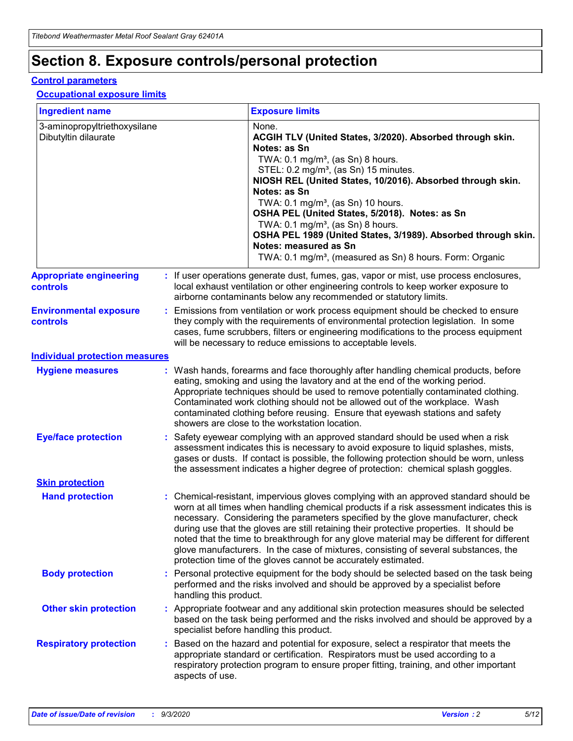# Section 8. Exposure controls/personal protection

## Control parameters

### Occupational exposure limits

| Ingredient name | Exposure limits |
|---|---|
| 3-aminopropyltriethoxysilane | None. |
| Dibutyltin dilaurate | **ACGIH TLV (United States, 3/2020). Absorbed through skin. Notes: as Sn**<br>TWA: 0.1 mg/m³, (as Sn) 8 hours.<br>STEL: 0.2 mg/m³, (as Sn) 15 minutes.<br>**NIOSH REL (United States, 10/2016). Absorbed through skin. Notes: as Sn**<br>TWA: 0.1 mg/m³, (as Sn) 10 hours.<br>**OSHA PEL (United States, 5/2018). Notes: as Sn**<br>TWA: 0.1 mg/m³, (as Sn) 8 hours.<br>**OSHA PEL 1989 (United States, 3/1989). Absorbed through skin. Notes: measured as Sn**<br>TWA: 0.1 mg/m³, (measured as Sn) 8 hours. Form: Organic |

**Appropriate engineering controls** : If user operations generate dust, fumes, gas, vapor or mist, use process enclosures, local exhaust ventilation or other engineering controls to keep worker exposure to airborne contaminants below any recommended or statutory limits.

**Environmental exposure controls** : Emissions from ventilation or work process equipment should be checked to ensure they comply with the requirements of environmental protection legislation. In some cases, fume scrubbers, filters or engineering modifications to the process equipment will be necessary to reduce emissions to acceptable levels.

## Individual protection measures

**Hygiene measures** : Wash hands, forearms and face thoroughly after handling chemical products, before eating, smoking and using the lavatory and at the end of the working period. Appropriate techniques should be used to remove potentially contaminated clothing. Contaminated work clothing should not be allowed out of the workplace. Wash contaminated clothing before reusing. Ensure that eyewash stations and safety showers are close to the workstation location.

**Eye/face protection** : Safety eyewear complying with an approved standard should be used when a risk assessment indicates this is necessary to avoid exposure to liquid splashes, mists, gases or dusts. If contact is possible, the following protection should be worn, unless the assessment indicates a higher degree of protection: chemical splash goggles.

### Skin protection

**Hand protection** : Chemical-resistant, impervious gloves complying with an approved standard should be worn at all times when handling chemical products if a risk assessment indicates this is necessary. Considering the parameters specified by the glove manufacturer, check during use that the gloves are still retaining their protective properties. It should be noted that the time to breakthrough for any glove material may be different for different glove manufacturers. In the case of mixtures, consisting of several substances, the protection time of the gloves cannot be accurately estimated.

**Body protection** : Personal protective equipment for the body should be selected based on the task being performed and the risks involved and should be approved by a specialist before handling this product.

**Other skin protection** : Appropriate footwear and any additional skin protection measures should be selected based on the task being performed and the risks involved and should be approved by a specialist before handling this product.

**Respiratory protection** : Based on the hazard and potential for exposure, select a respirator that meets the appropriate standard or certification. Respirators must be used according to a respiratory protection program to ensure proper fitting, training, and other important aspects of use.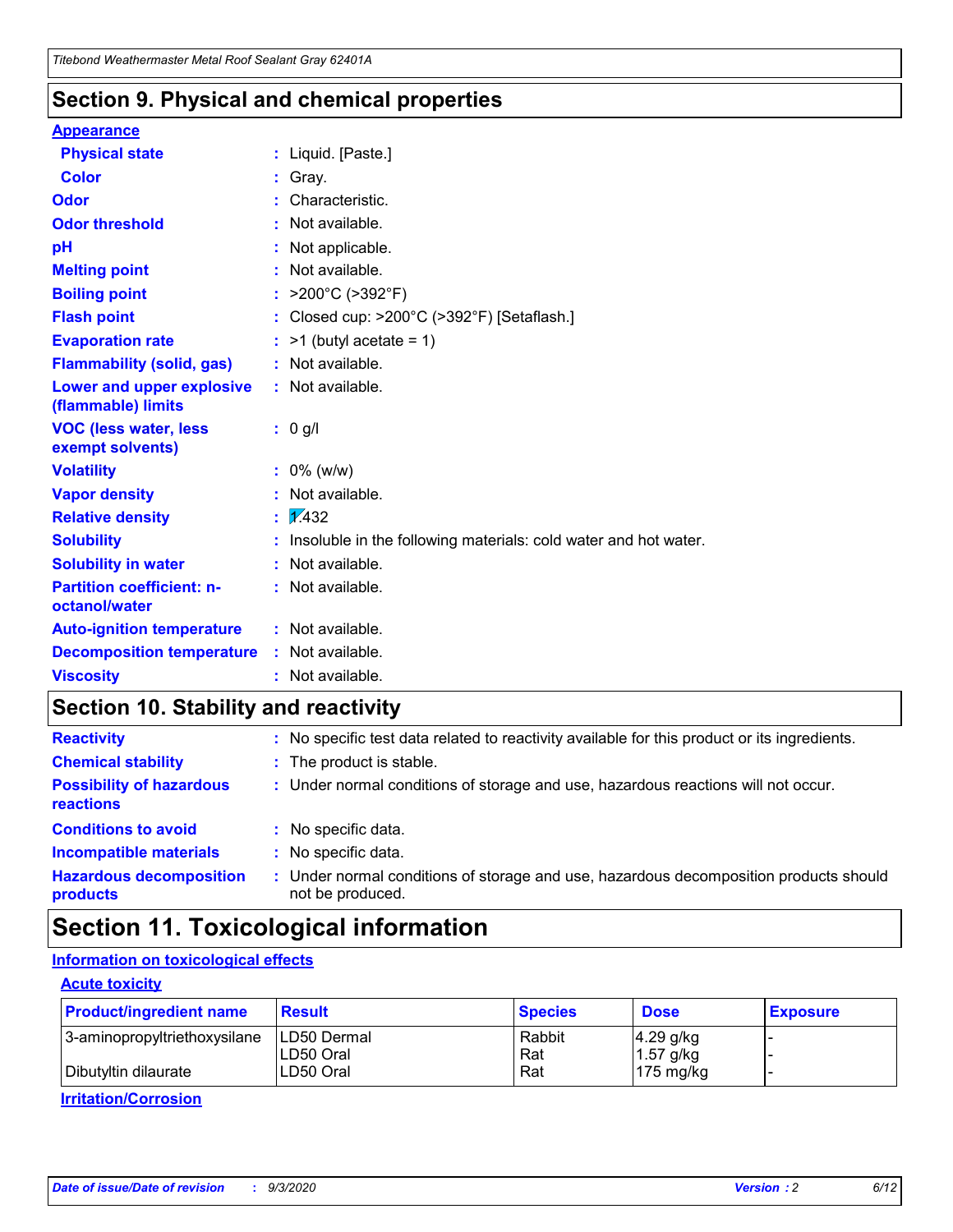## Section 9. Physical and chemical properties

**Appearance**

| | |
|---|---|
| **Physical state** | : Liquid. [Paste.] |
| **Color** | : Gray. |
| **Odor** | : Characteristic. |
| **Odor threshold** | : Not available. |
| **pH** | : Not applicable. |
| **Melting point** | : Not available. |
| **Boiling point** | : >200°C (>392°F) |
| **Flash point** | : Closed cup: >200°C (>392°F) [Setaflash.] |
| **Evaporation rate** | : >1 (butyl acetate = 1) |
| **Flammability (solid, gas)** | : Not available. |
| **Lower and upper explosive (flammable) limits** | : Not available. |
| **VOC (less water, less exempt solvents)** | : 0 g/l |
| **Volatility** | : 0% (w/w) |
| **Vapor density** | : Not available. |
| **Relative density** | : 1.432 |
| **Solubility** | : Insoluble in the following materials: cold water and hot water. |
| **Solubility in water** | : Not available. |
| **Partition coefficient: n-octanol/water** | : Not available. |
| **Auto-ignition temperature** | : Not available. |
| **Decomposition temperature** | : Not available. |
| **Viscosity** | : Not available. |

## Section 10. Stability and reactivity

| | |
|---|---|
| **Reactivity** | : No specific test data related to reactivity available for this product or its ingredients. |
| **Chemical stability** | : The product is stable. |
| **Possibility of hazardous reactions** | : Under normal conditions of storage and use, hazardous reactions will not occur. |
| **Conditions to avoid** | : No specific data. |
| **Incompatible materials** | : No specific data. |
| **Hazardous decomposition products** | : Under normal conditions of storage and use, hazardous decomposition products should not be produced. |

## Section 11. Toxicological information

**Information on toxicological effects**

**Acute toxicity**

| Product/ingredient name | Result | Species | Dose | Exposure |
|---|---|---|---|---|
| 3-aminopropyltriethoxysilane | LD50 Dermal | Rabbit | 4.29 g/kg | - |
| | LD50 Oral | Rat | 1.57 g/kg | - |
| Dibutyltin dilaurate | LD50 Oral | Rat | 175 mg/kg | - |

**Irritation/Corrosion**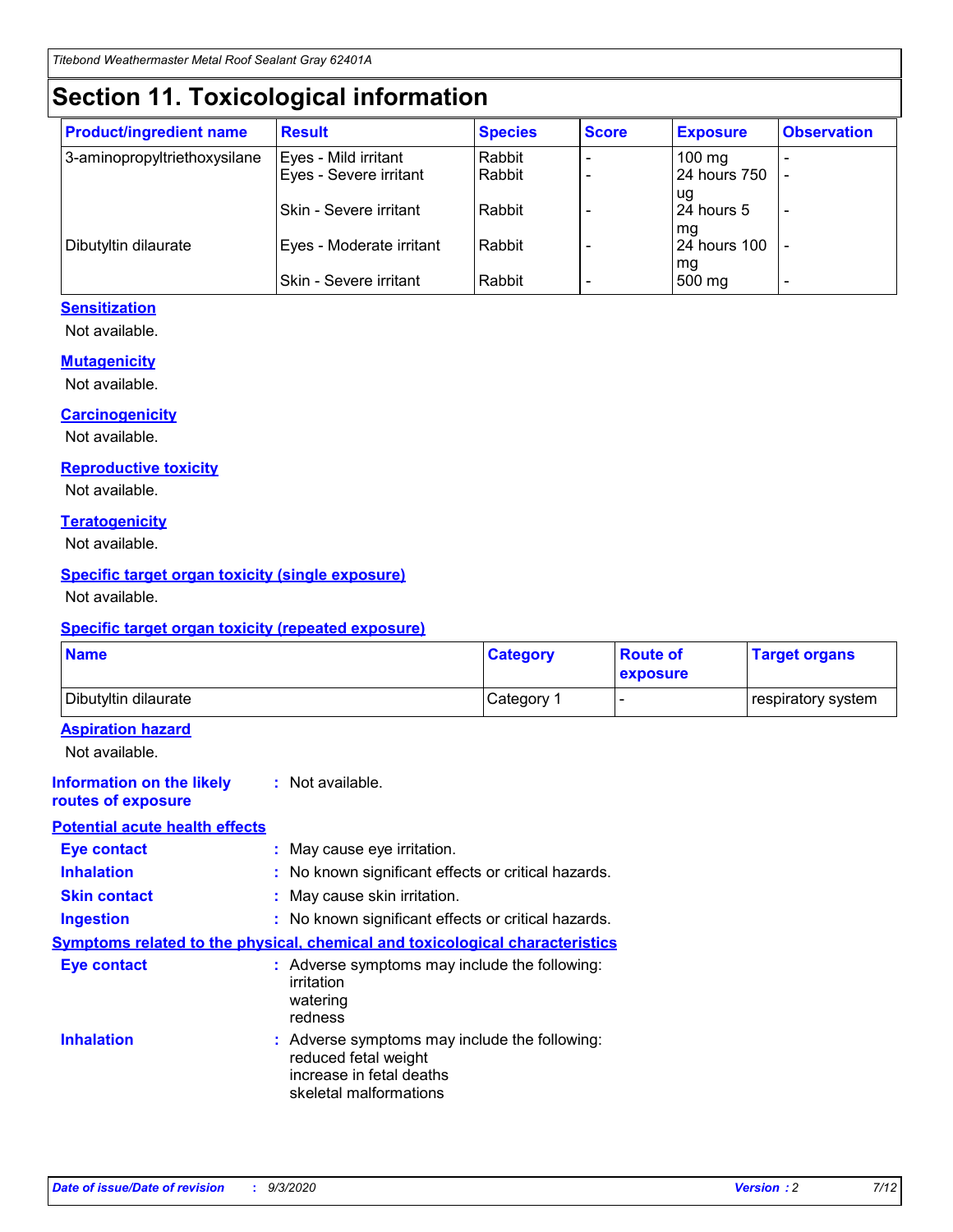# Section 11. Toxicological information

| Product/ingredient name | Result | Species | Score | Exposure | Observation |
| --- | --- | --- | --- | --- | --- |
| 3-aminopropyltriethoxysilane | Eyes - Mild irritant | Rabbit | - | 100 mg | - |
| | Eyes - Severe irritant | Rabbit | - | 24 hours 750 ug | - |
| | Skin - Severe irritant | Rabbit | - | 24 hours 5 mg | - |
| Dibutyltin dilaurate | Eyes - Moderate irritant | Rabbit | - | 24 hours 100 mg | - |
| | Skin - Severe irritant | Rabbit | - | 500 mg | - |

**Sensitization**

Not available.

**Mutagenicity**

Not available.

**Carcinogenicity**

Not available.

**Reproductive toxicity**

Not available.

**Teratogenicity**

Not available.

**Specific target organ toxicity (single exposure)**

Not available.

**Specific target organ toxicity (repeated exposure)**

| Name | Category | Route of exposure | Target organs |
| --- | --- | --- | --- |
| Dibutyltin dilaurate | Category 1 | - | respiratory system |

**Aspiration hazard**

Not available.

**Information on the likely routes of exposure** : Not available.

**Potential acute health effects**

**Eye contact** : May cause eye irritation.

**Inhalation** : No known significant effects or critical hazards.

**Skin contact** : May cause skin irritation.

**Ingestion** : No known significant effects or critical hazards.

**Symptoms related to the physical, chemical and toxicological characteristics**

**Eye contact** : Adverse symptoms may include the following:
irritation
watering
redness

**Inhalation** : Adverse symptoms may include the following:
reduced fetal weight
increase in fetal deaths
skeletal malformations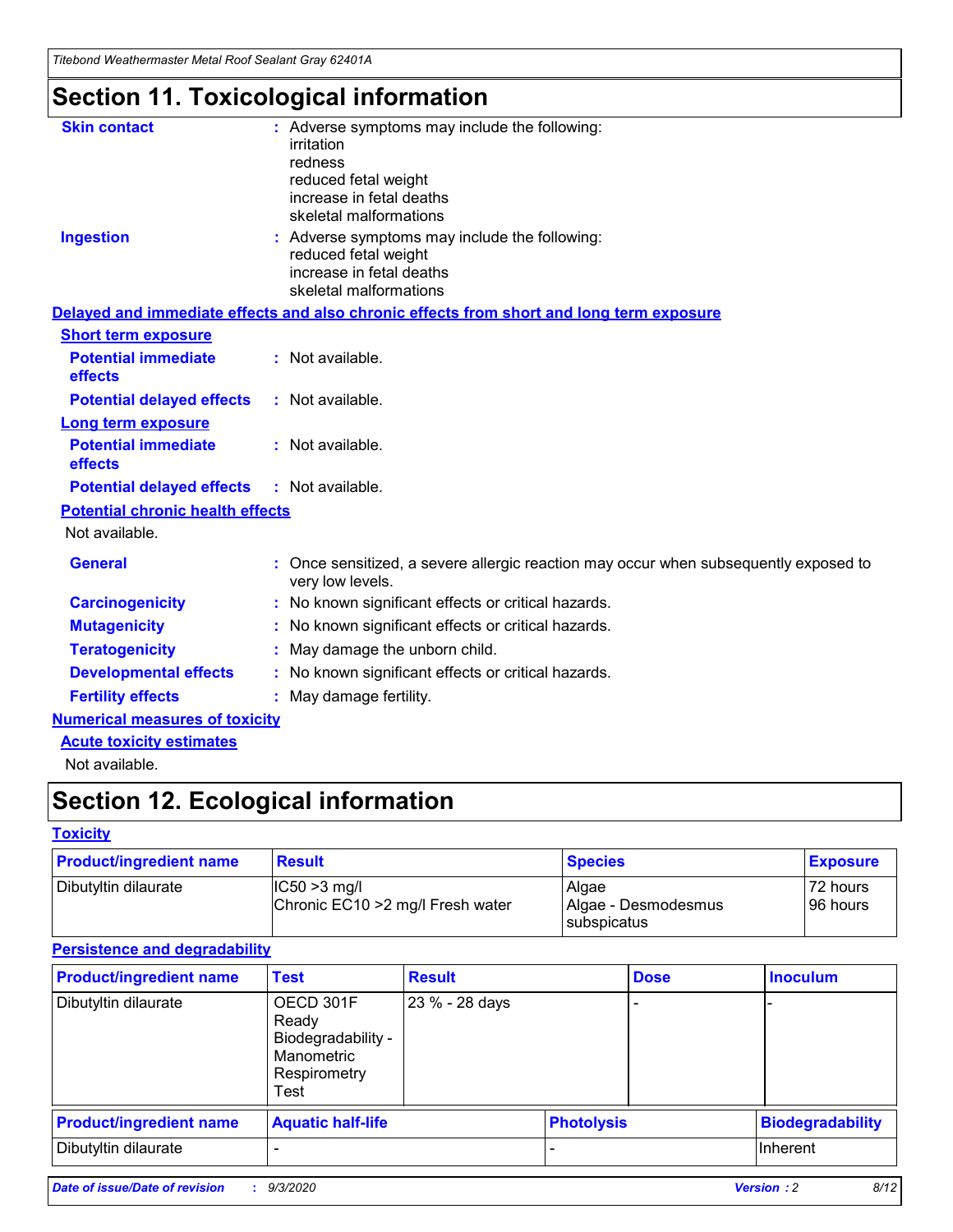# Section 11. Toxicological information

**Skin contact** : Adverse symptoms may include the following:
irritation
redness
reduced fetal weight
increase in fetal deaths
skeletal malformations

**Ingestion** : Adverse symptoms may include the following:
reduced fetal weight
increase in fetal deaths
skeletal malformations

**Delayed and immediate effects and also chronic effects from short and long term exposure**

**Short term exposure**

**Potential immediate effects** : Not available.

**Potential delayed effects** : Not available.

**Long term exposure**

**Potential immediate effects** : Not available.

**Potential delayed effects** : Not available.

**Potential chronic health effects**

Not available.

**General** : Once sensitized, a severe allergic reaction may occur when subsequently exposed to very low levels.

**Carcinogenicity** : No known significant effects or critical hazards.

**Mutagenicity** : No known significant effects or critical hazards.

**Teratogenicity** : May damage the unborn child.

**Developmental effects** : No known significant effects or critical hazards.

**Fertility effects** : May damage fertility.

**Numerical measures of toxicity**

**Acute toxicity estimates**

Not available.

# Section 12. Ecological information

**Toxicity**

| Product/ingredient name | Result | Species | Exposure |
|---|---|---|---|
| Dibutyltin dilaurate | IC50 >3 mg/l<br>Chronic EC10 >2 mg/l Fresh water | Algae<br>Algae - Desmodesmus subspicatus | 72 hours<br>96 hours |

**Persistence and degradability**

| Product/ingredient name | Test | Result | Dose | Inoculum |
|---|---|---|---|---|
| Dibutyltin dilaurate | OECD 301F Ready Biodegradability - Manometric Respirometry Test | 23 % - 28 days | - | - |

| Product/ingredient name | Aquatic half-life | Photolysis | Biodegradability |
|---|---|---|---|
| Dibutyltin dilaurate | - | - | Inherent |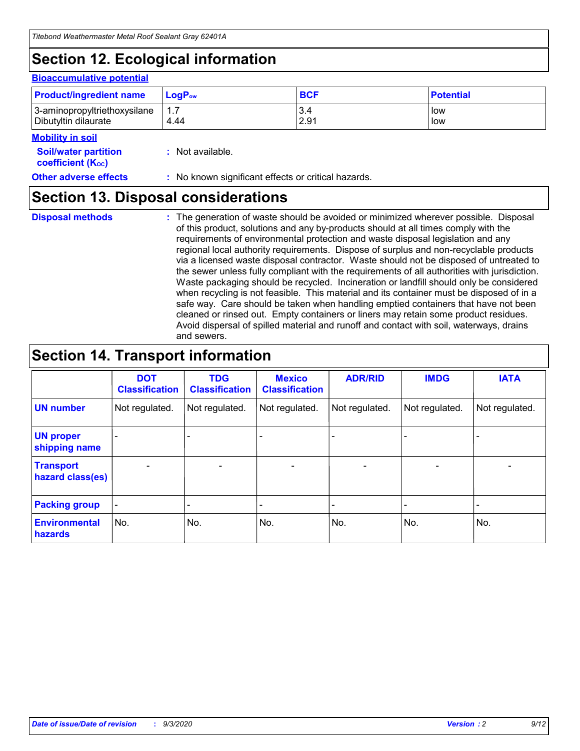## Section 12. Ecological information

### Bioaccumulative potential

| Product/ingredient name | $LogP_{ow}$ | BCF | Potential |
|---|---|---|---|
| 3-aminopropyltriethoxysilane<br>Dibutyltin dilaurate | 1.7<br>4.44 | 3.4<br>2.91 | low<br>low |

### Mobility in soil

**Soil/water partition coefficient ($K_{OC}$)** : Not available.

**Other adverse effects** : No known significant effects or critical hazards.

## Section 13. Disposal considerations

**Disposal methods** : The generation of waste should be avoided or minimized wherever possible. Disposal of this product, solutions and any by-products should at all times comply with the requirements of environmental protection and waste disposal legislation and any regional local authority requirements. Dispose of surplus and non-recyclable products via a licensed waste disposal contractor. Waste should not be disposed of untreated to the sewer unless fully compliant with the requirements of all authorities with jurisdiction. Waste packaging should be recycled. Incineration or landfill should only be considered when recycling is not feasible. This material and its container must be disposed of in a safe way. Care should be taken when handling emptied containers that have not been cleaned or rinsed out. Empty containers or liners may retain some product residues. Avoid dispersal of spilled material and runoff and contact with soil, waterways, drains and sewers.

## Section 14. Transport information

| | DOT Classification | TDG Classification | Mexico Classification | ADR/RID | IMDG | IATA |
|---|---|---|---|---|---|---|
| UN number | Not regulated. | Not regulated. | Not regulated. | Not regulated. | Not regulated. | Not regulated. |
| UN proper shipping name | - | - | - | - | - | - |
| Transport hazard class(es) | - | - | - | - | - | - |
| Packing group | - | - | - | - | - | - |
| Environmental hazards | No. | No. | No. | No. | No. | No. |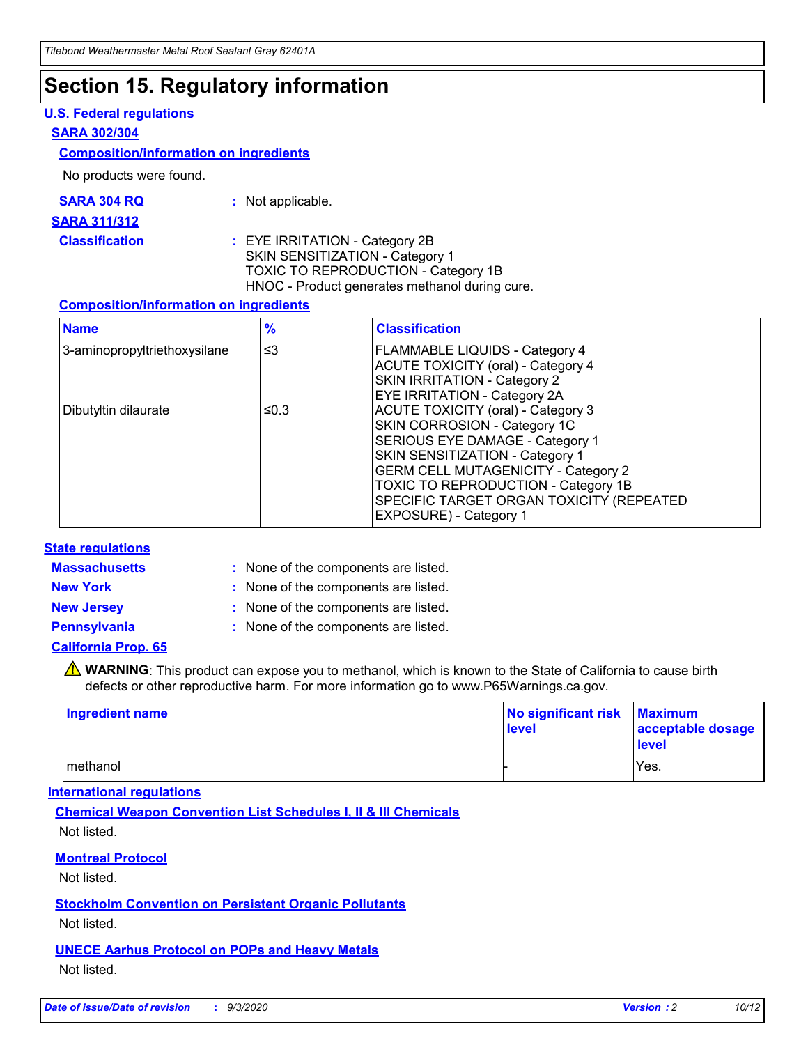# Section 15. Regulatory information

### U.S. Federal regulations

#### SARA 302/304

**Composition/information on ingredients**

No products were found.

**SARA 304 RQ** : Not applicable.

#### SARA 311/312

**Classification** : EYE IRRITATION - Category 2B
SKIN SENSITIZATION - Category 1
TOXIC TO REPRODUCTION - Category 1B
HNOC - Product generates methanol during cure.

**Composition/information on ingredients**

| Name | % | Classification |
|---|---|---|
| 3-aminopropyltriethoxysilane | ≤3 | FLAMMABLE LIQUIDS - Category 4<br>ACUTE TOXICITY (oral) - Category 4<br>SKIN IRRITATION - Category 2<br>EYE IRRITATION - Category 2A |
| Dibutyltin dilaurate | ≤0.3 | ACUTE TOXICITY (oral) - Category 3<br>SKIN CORROSION - Category 1C<br>SERIOUS EYE DAMAGE - Category 1<br>SKIN SENSITIZATION - Category 1<br>GERM CELL MUTAGENICITY - Category 2<br>TOXIC TO REPRODUCTION - Category 1B<br>SPECIFIC TARGET ORGAN TOXICITY (REPEATED EXPOSURE) - Category 1 |

### State regulations

**Massachusetts** : None of the components are listed.

**New York** : None of the components are listed.

**New Jersey** : None of the components are listed.

**Pennsylvania** : None of the components are listed.

#### California Prop. 65

⚠ **WARNING**: This product can expose you to methanol, which is known to the State of California to cause birth defects or other reproductive harm. For more information go to www.P65Warnings.ca.gov.

| Ingredient name | No significant risk level | Maximum acceptable dosage level |
|---|---|---|
| methanol | - | Yes. |

### International regulations

**Chemical Weapon Convention List Schedules I, II & III Chemicals**

Not listed.

**Montreal Protocol**

Not listed.

**Stockholm Convention on Persistent Organic Pollutants**

Not listed.

**UNECE Aarhus Protocol on POPs and Heavy Metals**

Not listed.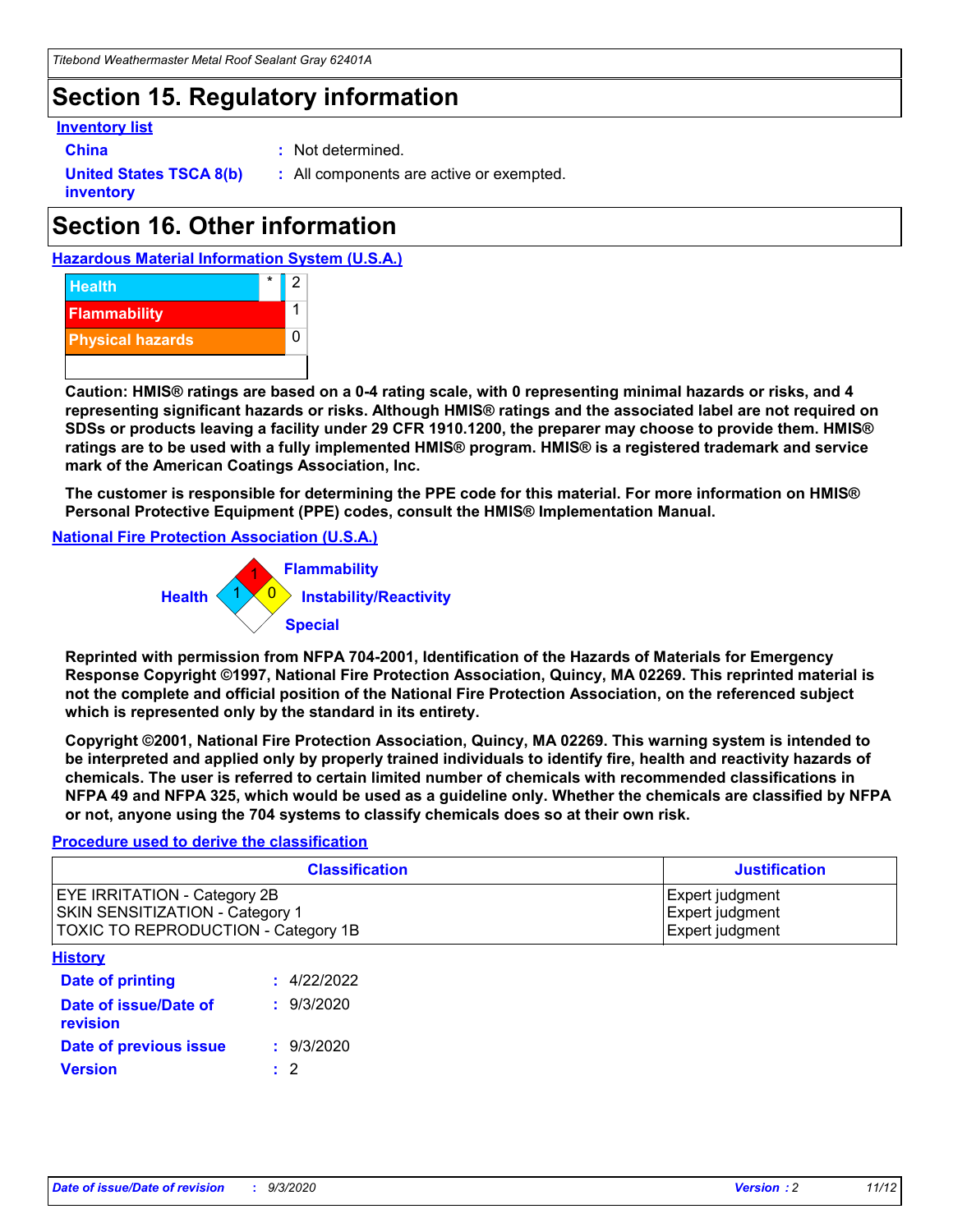# Section 15. Regulatory information

**Inventory list**

**China** : Not determined.

**United States TSCA 8(b) inventory** : All components are active or exempted.

# Section 16. Other information

**Hazardous Material Information System (U.S.A.)**

| | | |
|---|---|---|
| Health | * | 2 |
| Flammability | | 1 |
| Physical hazards | | 0 |
| | | |

**Caution: HMIS® ratings are based on a 0-4 rating scale, with 0 representing minimal hazards or risks, and 4 representing significant hazards or risks. Although HMIS® ratings and the associated label are not required on SDSs or products leaving a facility under 29 CFR 1910.1200, the preparer may choose to provide them. HMIS® ratings are to be used with a fully implemented HMIS® program. HMIS® is a registered trademark and service mark of the American Coatings Association, Inc.**

**The customer is responsible for determining the PPE code for this material. For more information on HMIS® Personal Protective Equipment (PPE) codes, consult the HMIS® Implementation Manual.**

**National Fire Protection Association (U.S.A.)**

Flammability: 1
Health: 1
Instability/Reactivity: 0
Special:

**Reprinted with permission from NFPA 704-2001, Identification of the Hazards of Materials for Emergency Response Copyright ©1997, National Fire Protection Association, Quincy, MA 02269. This reprinted material is not the complete and official position of the National Fire Protection Association, on the referenced subject which is represented only by the standard in its entirety.**

**Copyright ©2001, National Fire Protection Association, Quincy, MA 02269. This warning system is intended to be interpreted and applied only by properly trained individuals to identify fire, health and reactivity hazards of chemicals. The user is referred to certain limited number of chemicals with recommended classifications in NFPA 49 and NFPA 325, which would be used as a guideline only. Whether the chemicals are classified by NFPA or not, anyone using the 704 systems to classify chemicals does so at their own risk.**

**Procedure used to derive the classification**

| Classification | Justification |
|---|---|
| EYE IRRITATION - Category 2B<br>SKIN SENSITIZATION - Category 1<br>TOXIC TO REPRODUCTION - Category 1B | Expert judgment<br>Expert judgment<br>Expert judgment |

**History**

**Date of printing** : 4/22/2022

**Date of issue/Date of revision** : 9/3/2020

**Date of previous issue** : 9/3/2020

**Version** : 2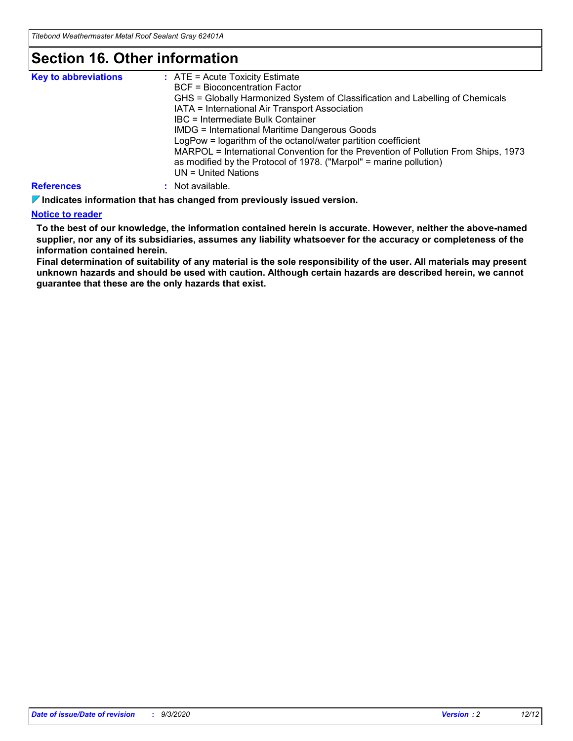# Section 16. Other information

**Key to abbreviations** : ATE = Acute Toxicity Estimate
BCF = Bioconcentration Factor
GHS = Globally Harmonized System of Classification and Labelling of Chemicals
IATA = International Air Transport Association
IBC = Intermediate Bulk Container
IMDG = International Maritime Dangerous Goods
LogPow = logarithm of the octanol/water partition coefficient
MARPOL = International Convention for the Prevention of Pollution From Ships, 1973 as modified by the Protocol of 1978. ("Marpol" = marine pollution)
UN = United Nations

**References** : Not available.

**Indicates information that has changed from previously issued version.**

**Notice to reader**

**To the best of our knowledge, the information contained herein is accurate. However, neither the above-named supplier, nor any of its subsidiaries, assumes any liability whatsoever for the accuracy or completeness of the information contained herein.**

**Final determination of suitability of any material is the sole responsibility of the user. All materials may present unknown hazards and should be used with caution. Although certain hazards are described herein, we cannot guarantee that these are the only hazards that exist.**